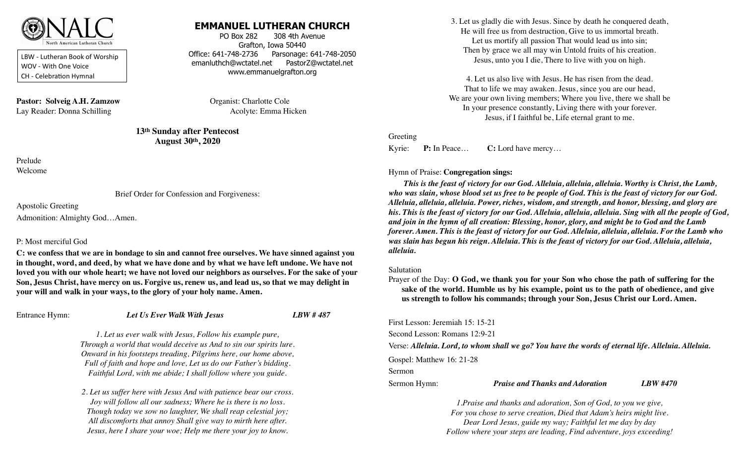NALC
North American Lutheran Church

LBW - Lutheran Book of Worship
WOV - With One Voice
CH - Celebration Hymnal

# EMMANUEL LUTHERAN CHURCH

PO Box 282 308 4th Avenue
Grafton, Iowa 50440
Office: 641-748-2736 Parsonage: 641-748-2050
emanluthch@wctatel.net PastorZ@wctatel.net
www.emmanuelgrafton.org

**Pastor: Solveig A.H. Zamzow** Organist: Charlotte Cole
Lay Reader: Donna Schilling Acolyte: Emma Hicken

**13th Sunday after Pentecost**
**August 30th, 2020**

Prelude
Welcome

Brief Order for Confession and Forgiveness:

Apostolic Greeting
Admonition: Almighty God…Amen.

P: Most merciful God

**C: we confess that we are in bondage to sin and cannot free ourselves. We have sinned against you in thought, word, and deed, by what we have done and by what we have left undone. We have not loved you with our whole heart; we have not loved our neighbors as ourselves. For the sake of your Son, Jesus Christ, have mercy on us. Forgive us, renew us, and lead us, so that we may delight in your will and walk in your ways, to the glory of your holy name. Amen.**

Entrance Hymn: ***Let Us Ever Walk With Jesus*** ***LBW # 487***

*1. Let us ever walk with Jesus, Follow his example pure,*
*Through a world that would deceive us And to sin our spirits lure.*
*Onward in his footsteps treading, Pilgrims here, our home above,*
*Full of faith and hope and love, Let us do our Father's bidding.*
*Faithful Lord, with me abide; I shall follow where you guide.*

*2. Let us suffer here with Jesus And with patience bear our cross.*
*Joy will follow all our sadness; Where he is there is no loss.*
*Though today we sow no laughter, We shall reap celestial joy;*
*All discomforts that annoy Shall give way to mirth here after.*
*Jesus, here I share your woe; Help me there your joy to know.*

3. Let us gladly die with Jesus. Since by death he conquered death,
He will free us from destruction, Give to us immortal breath.
Let us mortify all passion That would lead us into sin;
Then by grace we all may win Untold fruits of his creation.
Jesus, unto you I die, There to live with you on high.

4. Let us also live with Jesus. He has risen from the dead.
That to life we may awaken. Jesus, since you are our head,
We are your own living members; Where you live, there we shall be
In your presence constantly, Living there with your forever.
Jesus, if I faithful be, Life eternal grant to me.

Greeting

Kyrie: **P:** In Peace… **C:** Lord have mercy…

Hymn of Praise: **Congregation sings:**

***This is the feast of victory for our God. Alleluia, alleluia, alleluia. Worthy is Christ, the Lamb, who was slain, whose blood set us free to be people of God. This is the feast of victory for our God. Alleluia, alleluia, alleluia. Power, riches, wisdom, and strength, and honor, blessing, and glory are his. This is the feast of victory for our God. Alleluia, alleluia, alleluia. Sing with all the people of God, and join in the hymn of all creation: Blessing, honor, glory, and might be to God and the Lamb forever. Amen. This is the feast of victory for our God. Alleluia, alleluia, alleluia. For the Lamb who was slain has begun his reign. Alleluia. This is the feast of victory for our God. Alleluia, alleluia, alleluia.***

Salutation

Prayer of the Day: **O God, we thank you for your Son who chose the path of suffering for the sake of the world. Humble us by his example, point us to the path of obedience, and give us strength to follow his commands; through your Son, Jesus Christ our Lord. Amen.**

First Lesson: Jeremiah 15: 15-21

Second Lesson: Romans 12:9-21

Verse: ***Alleluia. Lord, to whom shall we go? You have the words of eternal life. Alleluia. Alleluia.***

Gospel: Matthew 16: 21-28

Sermon

Sermon Hymn: ***Praise and Thanks and Adoration*** ***LBW #470***

*1.Praise and thanks and adoration, Son of God, to you we give,*
*For you chose to serve creation, Died that Adam's heirs might live.*
*Dear Lord Jesus, guide my way; Faithful let me day by day*
*Follow where your steps are leading, Find adventure, joys exceeding!*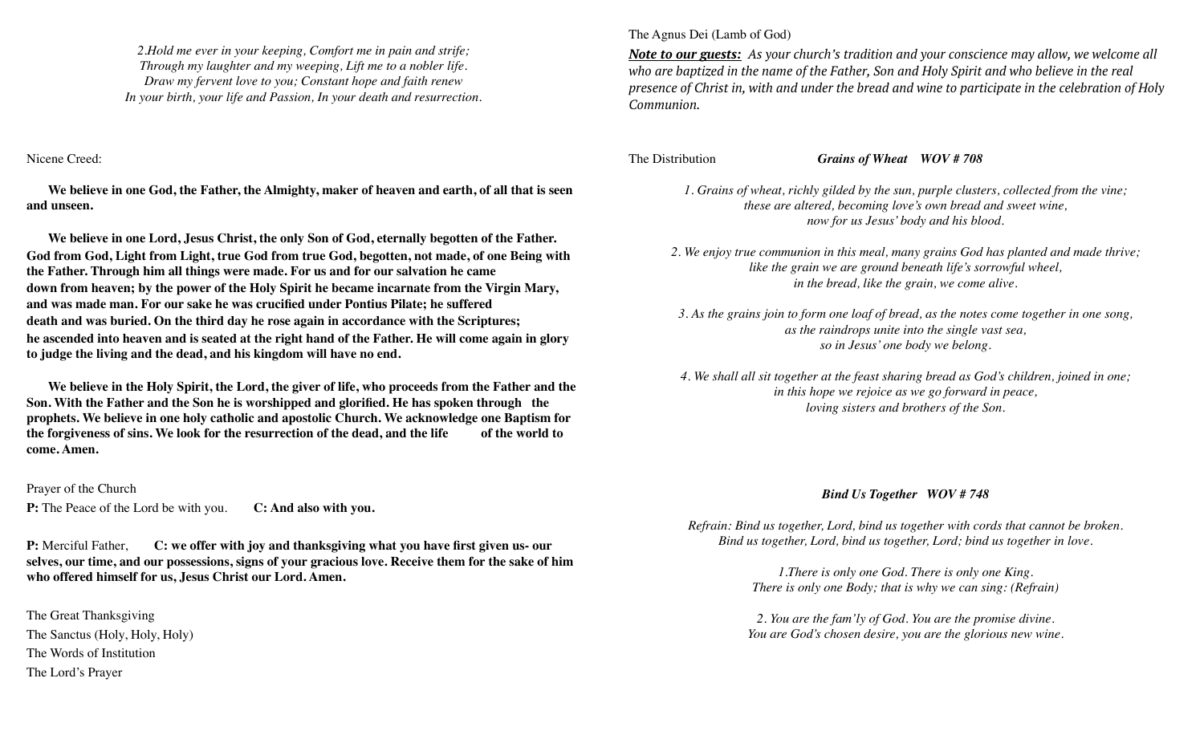*2.Hold me ever in your keeping, Comfort me in pain and strife;*
*Through my laughter and my weeping, Lift me to a nobler life.*
*Draw my fervent love to you; Constant hope and faith renew*
*In your birth, your life and Passion, In your death and resurrection.*

Nicene Creed:

**We believe in one God, the Father, the Almighty, maker of heaven and earth, of all that is seen and unseen.**

**We believe in one Lord, Jesus Christ, the only Son of God, eternally begotten of the Father. God from God, Light from Light, true God from true God, begotten, not made, of one Being with the Father. Through him all things were made. For us and for our salvation he came down from heaven; by the power of the Holy Spirit he became incarnate from the Virgin Mary, and was made man. For our sake he was crucified under Pontius Pilate; he suffered death and was buried. On the third day he rose again in accordance with the Scriptures; he ascended into heaven and is seated at the right hand of the Father. He will come again in glory to judge the living and the dead, and his kingdom will have no end.**

**We believe in the Holy Spirit, the Lord, the giver of life, who proceeds from the Father and the Son. With the Father and the Son he is worshipped and glorified. He has spoken through the prophets. We believe in one holy catholic and apostolic Church. We acknowledge one Baptism for the forgiveness of sins. We look for the resurrection of the dead, and the life of the world to come. Amen.**

Prayer of the Church

**P:** The Peace of the Lord be with you. **C: And also with you.**

**P:** Merciful Father, **C: we offer with joy and thanksgiving what you have first given us- our selves, our time, and our possessions, signs of your gracious love. Receive them for the sake of him who offered himself for us, Jesus Christ our Lord. Amen.**

The Great Thanksgiving
The Sanctus (Holy, Holy, Holy)
The Words of Institution
The Lord's Prayer

The Agnus Dei (Lamb of God)

***Note to our guests:*** *As your church's tradition and your conscience may allow, we welcome all who are baptized in the name of the Father, Son and Holy Spirit and who believe in the real presence of Christ in, with and under the bread and wine to participate in the celebration of Holy Communion.*

The Distribution ***Grains of Wheat WOV # 708***

*1. Grains of wheat, richly gilded by the sun, purple clusters, collected from the vine;*
*these are altered, becoming love's own bread and sweet wine,*
*now for us Jesus' body and his blood.*

*2. We enjoy true communion in this meal, many grains God has planted and made thrive;*
*like the grain we are ground beneath life's sorrowful wheel,*
*in the bread, like the grain, we come alive.*

*3. As the grains join to form one loaf of bread, as the notes come together in one song,*
*as the raindrops unite into the single vast sea,*
*so in Jesus' one body we belong.*

*4. We shall all sit together at the feast sharing bread as God's children, joined in one;*
*in this hope we rejoice as we go forward in peace,*
*loving sisters and brothers of the Son.*

***Bind Us Together WOV # 748***

*Refrain: Bind us together, Lord, bind us together with cords that cannot be broken.*
*Bind us together, Lord, bind us together, Lord; bind us together in love.*

*1.There is only one God. There is only one King.*
*There is only one Body; that is why we can sing: (Refrain)*

*2. You are the fam'ly of God. You are the promise divine.*
*You are God's chosen desire, you are the glorious new wine.*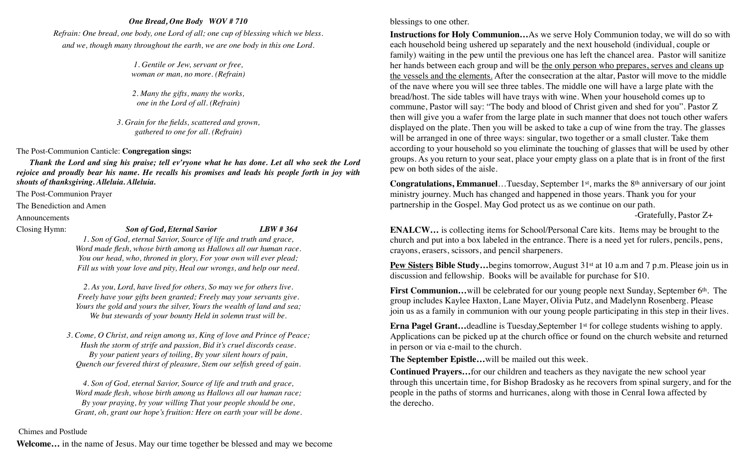***One Bread, One Body   WOV # 710***

*Refrain: One bread, one body, one Lord of all; one cup of blessing which we bless. and we, though many throughout the earth, we are one body in this one Lord.*

*1. Gentile or Jew, servant or free,*
*woman or man, no more. (Refrain)*

*2. Many the gifts, many the works,*
*one in the Lord of all. (Refrain)*

*3. Grain for the fields, scattered and grown,*
*gathered to one for all. (Refrain)*

The Post-Communion Canticle: **Congregation sings:**

***Thank the Lord and sing his praise; tell ev'ryone what he has done. Let all who seek the Lord rejoice and proudly bear his name. He recalls his promises and leads his people forth in joy with shouts of thanksgiving. Alleluia. Alleluia.***

The Post-Communion Prayer

The Benediction and Amen

Announcements

Closing Hymn: ***Son of God, Eternal Savior*** ***LBW # 364***

*1. Son of God, eternal Savior, Source of life and truth and grace,*
*Word made flesh, whose birth among us Hallows all our human race.*
*You our head, who, throned in glory, For your own will ever plead;*
*Fill us with your love and pity, Heal our wrongs, and help our need.*

*2. As you, Lord, have lived for others, So may we for others live.*
*Freely have your gifts been granted; Freely may your servants give.*
*Yours the gold and yours the silver, Yours the wealth of land and sea;*
*We but stewards of your bounty Held in solemn trust will be.*

*3. Come, O Christ, and reign among us, King of love and Prince of Peace;*
*Hush the storm of strife and passion, Bid it's cruel discords cease.*
*By your patient years of toiling, By your silent hours of pain,*
*Quench our fevered thirst of pleasure, Stem our selfish greed of gain.*

*4. Son of God, eternal Savior, Source of life and truth and grace,*
*Word made flesh, whose birth among us Hallows all our human race;*
*By your praying, by your willing That your people should be one,*
*Grant, oh, grant our hope's fruition: Here on earth your will be done.*

Chimes and Postlude

**Welcome…** in the name of Jesus. May our time together be blessed and may we become blessings to one other.

**Instructions for Holy Communion…**As we serve Holy Communion today, we will do so with each household being ushered up separately and the next household (individual, couple or family) waiting in the pew until the previous one has left the chancel area. Pastor will sanitize her hands between each group and will be <u>the only person who prepares, serves and cleans up the vessels and the elements.</u> After the consecration at the altar, Pastor will move to the middle of the nave where you will see three tables. The middle one will have a large plate with the bread/host. The side tables will have trays with wine. When your household comes up to commune, Pastor will say: "The body and blood of Christ given and shed for you". Pastor Z then will give you a wafer from the large plate in such manner that does not touch other wafers displayed on the plate. Then you will be asked to take a cup of wine from the tray. The glasses will be arranged in one of three ways: singular, two together or a small cluster. Take them according to your household so you eliminate the touching of glasses that will be used by other groups. As you return to your seat, place your empty glass on a plate that is in front of the first pew on both sides of the aisle.

**Congratulations, Emmanuel**…Tuesday, September 1st, marks the 8th anniversary of our joint ministry journey. Much has changed and happened in those years. Thank you for your partnership in the Gospel. May God protect us as we continue on our path.

-Gratefully, Pastor Z+

**ENALCW…** is collecting items for School/Personal Care kits. Items may be brought to the church and put into a box labeled in the entrance. There is a need yet for rulers, pencils, pens, crayons, erasers, scissors, and pencil sharpeners.

**<u>Pew Sisters</u> Bible Study…**begins tomorrow, August 31st at 10 a.m and 7 p.m. Please join us in discussion and fellowship. Books will be available for purchase for $10.

**First Communion…**will be celebrated for our young people next Sunday, September 6th. The group includes Kaylee Haxton, Lane Mayer, Olivia Putz, and Madelynn Rosenberg. Please join us as a family in communion with our young people participating in this step in their lives.

**Erna Pagel Grant…**deadline is Tuesday,September 1st for college students wishing to apply. Applications can be picked up at the church office or found on the church website and returned in person or via e-mail to the church.

**The September Epistle…**will be mailed out this week.

**Continued Prayers…**for our children and teachers as they navigate the new school year through this uncertain time, for Bishop Bradosky as he recovers from spinal surgery, and for the people in the paths of storms and hurricanes, along with those in Cenral Iowa affected by the derecho.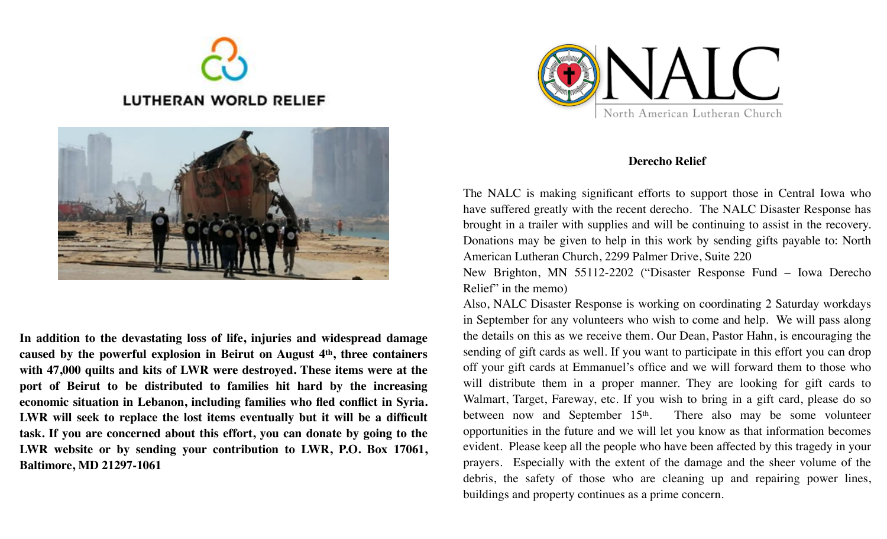LUTHERAN WORLD RELIEF

**In addition to the devastating loss of life, injuries and widespread damage caused by the powerful explosion in Beirut on August 4th, three containers with 47,000 quilts and kits of LWR were destroyed. These items were at the port of Beirut to be distributed to families hit hard by the increasing economic situation in Lebanon, including families who fled conflict in Syria. LWR will seek to replace the lost items eventually but it will be a difficult task. If you are concerned about this effort, you can donate by going to the LWR website or by sending your contribution to LWR, P.O. Box 17061, Baltimore, MD 21297-1061**

NALC
North American Lutheran Church

**Derecho Relief**

The NALC is making significant efforts to support those in Central Iowa who have suffered greatly with the recent derecho. The NALC Disaster Response has brought in a trailer with supplies and will be continuing to assist in the recovery. Donations may be given to help in this work by sending gifts payable to: North American Lutheran Church, 2299 Palmer Drive, Suite 220
New Brighton, MN 55112-2202 ("Disaster Response Fund – Iowa Derecho Relief" in the memo)

Also, NALC Disaster Response is working on coordinating 2 Saturday workdays in September for any volunteers who wish to come and help. We will pass along the details on this as we receive them. Our Dean, Pastor Hahn, is encouraging the sending of gift cards as well. If you want to participate in this effort you can drop off your gift cards at Emmanuel's office and we will forward them to those who will distribute them in a proper manner. They are looking for gift cards to Walmart, Target, Fareway, etc. If you wish to bring in a gift card, please do so between now and September 15th. There also may be some volunteer opportunities in the future and we will let you know as that information becomes evident. Please keep all the people who have been affected by this tragedy in your prayers. Especially with the extent of the damage and the sheer volume of the debris, the safety of those who are cleaning up and repairing power lines, buildings and property continues as a prime concern.